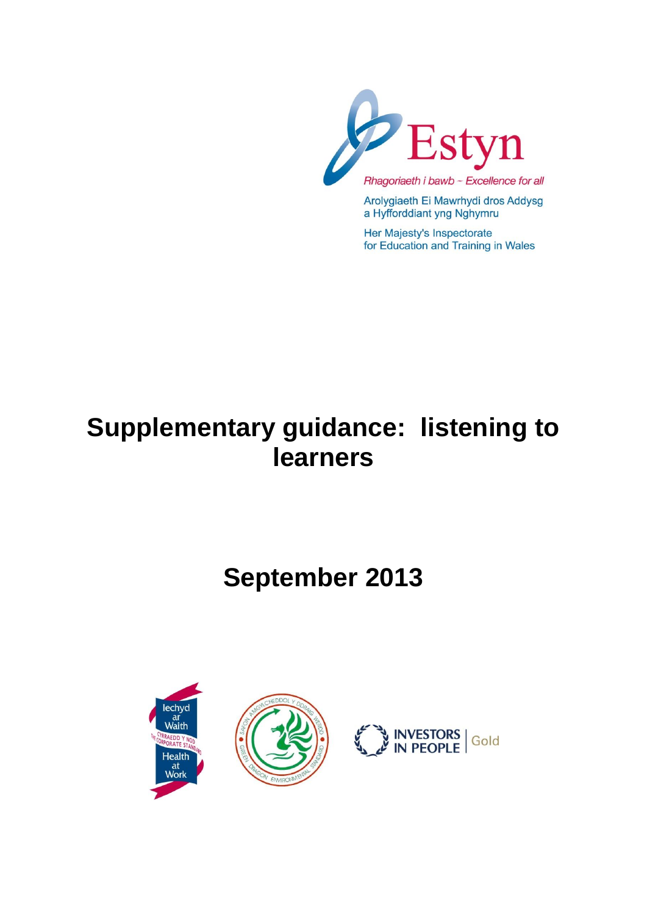Estyn

*Rhagoriaeth i bawb – Excellence for all*

Arolygiaeth Ei Mawrhydi dros Addysg a Hyfforddiant yng Nghymru

Her Majesty's Inspectorate for Education and Training in Wales

# Supplementary guidance: listening to learners

# September 2013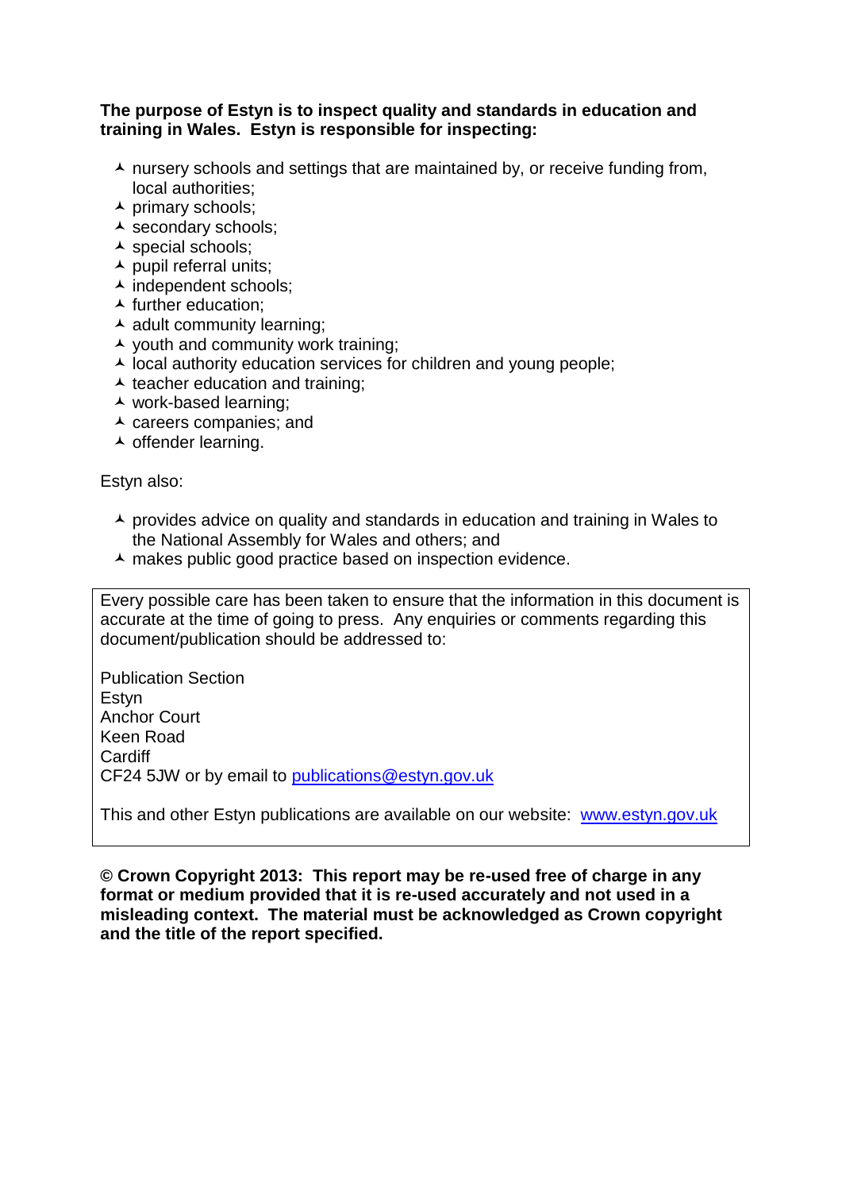**The purpose of Estyn is to inspect quality and standards in education and training in Wales. Estyn is responsible for inspecting:**

- nursery schools and settings that are maintained by, or receive funding from, local authorities;
- primary schools;
- secondary schools;
- special schools;
- pupil referral units;
- independent schools;
- further education;
- adult community learning;
- youth and community work training;
- local authority education services for children and young people;
- teacher education and training;
- work-based learning;
- careers companies; and
- offender learning.

Estyn also:

- provides advice on quality and standards in education and training in Wales to the National Assembly for Wales and others; and
- makes public good practice based on inspection evidence.

Every possible care has been taken to ensure that the information in this document is accurate at the time of going to press. Any enquiries or comments regarding this document/publication should be addressed to:

Publication Section
Estyn
Anchor Court
Keen Road
Cardiff
CF24 5JW or by email to publications@estyn.gov.uk

This and other Estyn publications are available on our website: www.estyn.gov.uk

**© Crown Copyright 2013: This report may be re-used free of charge in any format or medium provided that it is re-used accurately and not used in a misleading context. The material must be acknowledged as Crown copyright and the title of the report specified.**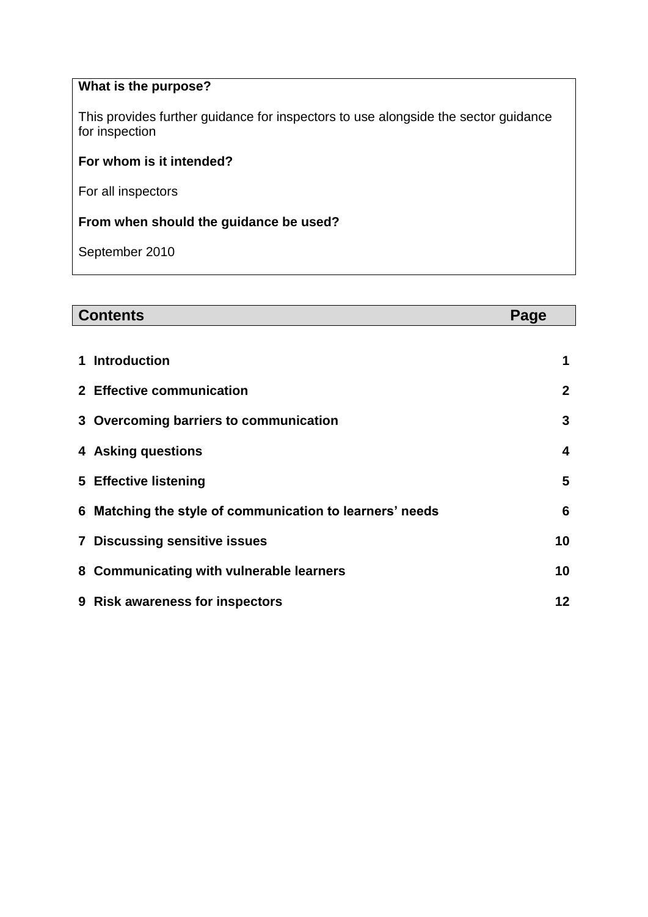**What is the purpose?**

This provides further guidance for inspectors to use alongside the sector guidance for inspection

**For whom is it intended?**

For all inspectors

**From when should the guidance be used?**

September 2010

| Contents | Page |
|---|---|
| **1 Introduction** | **1** |
| **2 Effective communication** | **2** |
| **3 Overcoming barriers to communication** | **3** |
| **4 Asking questions** | **4** |
| **5 Effective listening** | **5** |
| **6 Matching the style of communication to learners' needs** | **6** |
| **7 Discussing sensitive issues** | **10** |
| **8 Communicating with vulnerable learners** | **10** |
| **9 Risk awareness for inspectors** | **12** |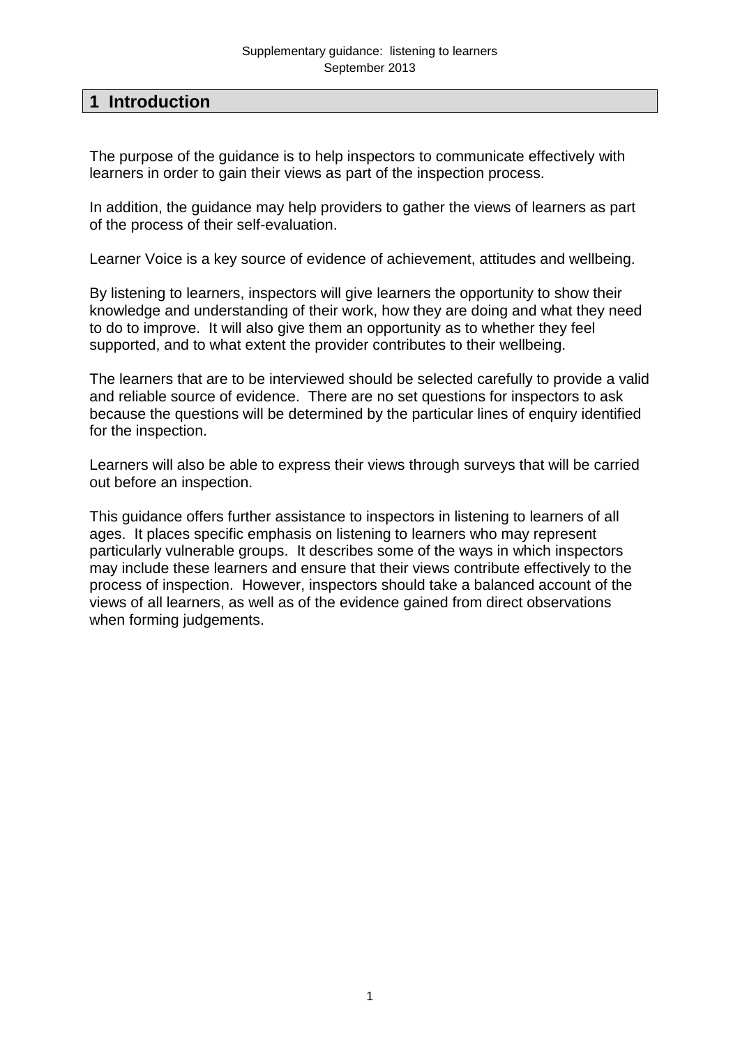# 1 Introduction

The purpose of the guidance is to help inspectors to communicate effectively with learners in order to gain their views as part of the inspection process.

In addition, the guidance may help providers to gather the views of learners as part of the process of their self-evaluation.

Learner Voice is a key source of evidence of achievement, attitudes and wellbeing.

By listening to learners, inspectors will give learners the opportunity to show their knowledge and understanding of their work, how they are doing and what they need to do to improve. It will also give them an opportunity as to whether they feel supported, and to what extent the provider contributes to their wellbeing.

The learners that are to be interviewed should be selected carefully to provide a valid and reliable source of evidence. There are no set questions for inspectors to ask because the questions will be determined by the particular lines of enquiry identified for the inspection.

Learners will also be able to express their views through surveys that will be carried out before an inspection.

This guidance offers further assistance to inspectors in listening to learners of all ages. It places specific emphasis on listening to learners who may represent particularly vulnerable groups. It describes some of the ways in which inspectors may include these learners and ensure that their views contribute effectively to the process of inspection. However, inspectors should take a balanced account of the views of all learners, as well as of the evidence gained from direct observations when forming judgements.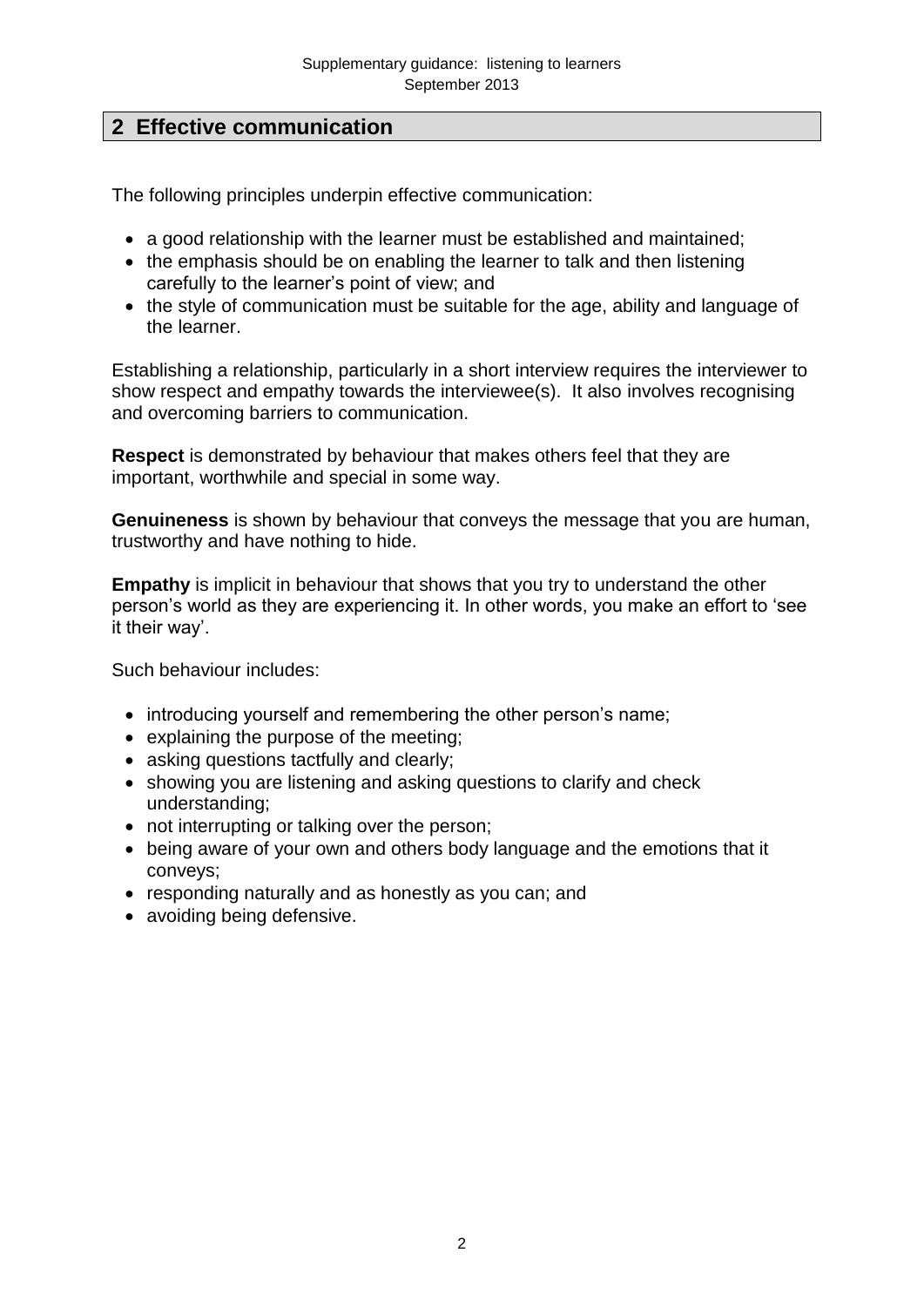## 2 Effective communication

The following principles underpin effective communication:

- a good relationship with the learner must be established and maintained;
- the emphasis should be on enabling the learner to talk and then listening carefully to the learner's point of view; and
- the style of communication must be suitable for the age, ability and language of the learner.

Establishing a relationship, particularly in a short interview requires the interviewer to show respect and empathy towards the interviewee(s). It also involves recognising and overcoming barriers to communication.

**Respect** is demonstrated by behaviour that makes others feel that they are important, worthwhile and special in some way.

**Genuineness** is shown by behaviour that conveys the message that you are human, trustworthy and have nothing to hide.

**Empathy** is implicit in behaviour that shows that you try to understand the other person's world as they are experiencing it. In other words, you make an effort to 'see it their way'.

Such behaviour includes:

- introducing yourself and remembering the other person's name;
- explaining the purpose of the meeting;
- asking questions tactfully and clearly;
- showing you are listening and asking questions to clarify and check understanding;
- not interrupting or talking over the person;
- being aware of your own and others body language and the emotions that it conveys;
- responding naturally and as honestly as you can; and
- avoiding being defensive.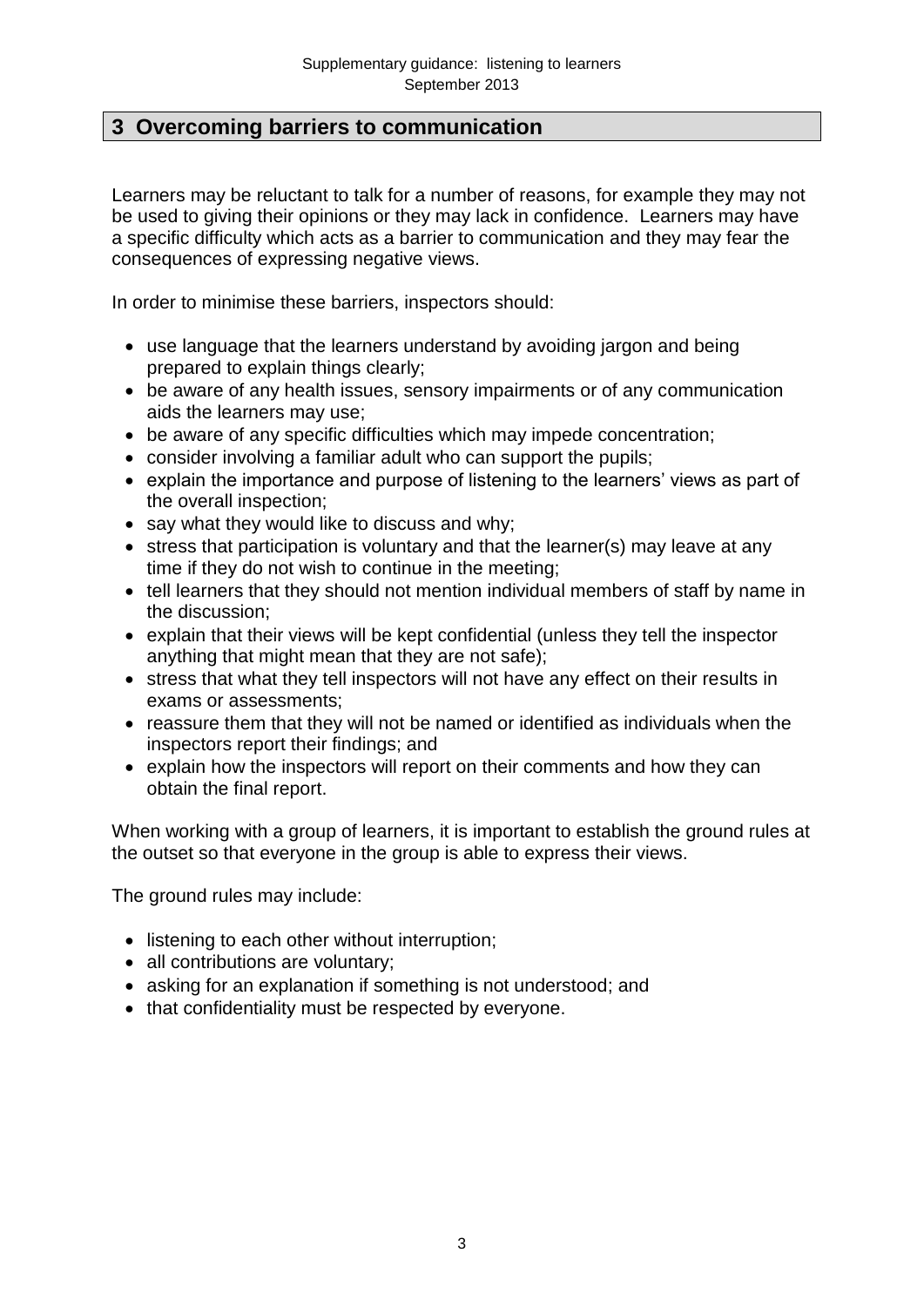## 3 Overcoming barriers to communication

Learners may be reluctant to talk for a number of reasons, for example they may not be used to giving their opinions or they may lack in confidence. Learners may have a specific difficulty which acts as a barrier to communication and they may fear the consequences of expressing negative views.

In order to minimise these barriers, inspectors should:

- use language that the learners understand by avoiding jargon and being prepared to explain things clearly;
- be aware of any health issues, sensory impairments or of any communication aids the learners may use;
- be aware of any specific difficulties which may impede concentration;
- consider involving a familiar adult who can support the pupils;
- explain the importance and purpose of listening to the learners' views as part of the overall inspection;
- say what they would like to discuss and why;
- stress that participation is voluntary and that the learner(s) may leave at any time if they do not wish to continue in the meeting;
- tell learners that they should not mention individual members of staff by name in the discussion;
- explain that their views will be kept confidential (unless they tell the inspector anything that might mean that they are not safe);
- stress that what they tell inspectors will not have any effect on their results in exams or assessments;
- reassure them that they will not be named or identified as individuals when the inspectors report their findings; and
- explain how the inspectors will report on their comments and how they can obtain the final report.

When working with a group of learners, it is important to establish the ground rules at the outset so that everyone in the group is able to express their views.

The ground rules may include:

- listening to each other without interruption;
- all contributions are voluntary;
- asking for an explanation if something is not understood; and
- that confidentiality must be respected by everyone.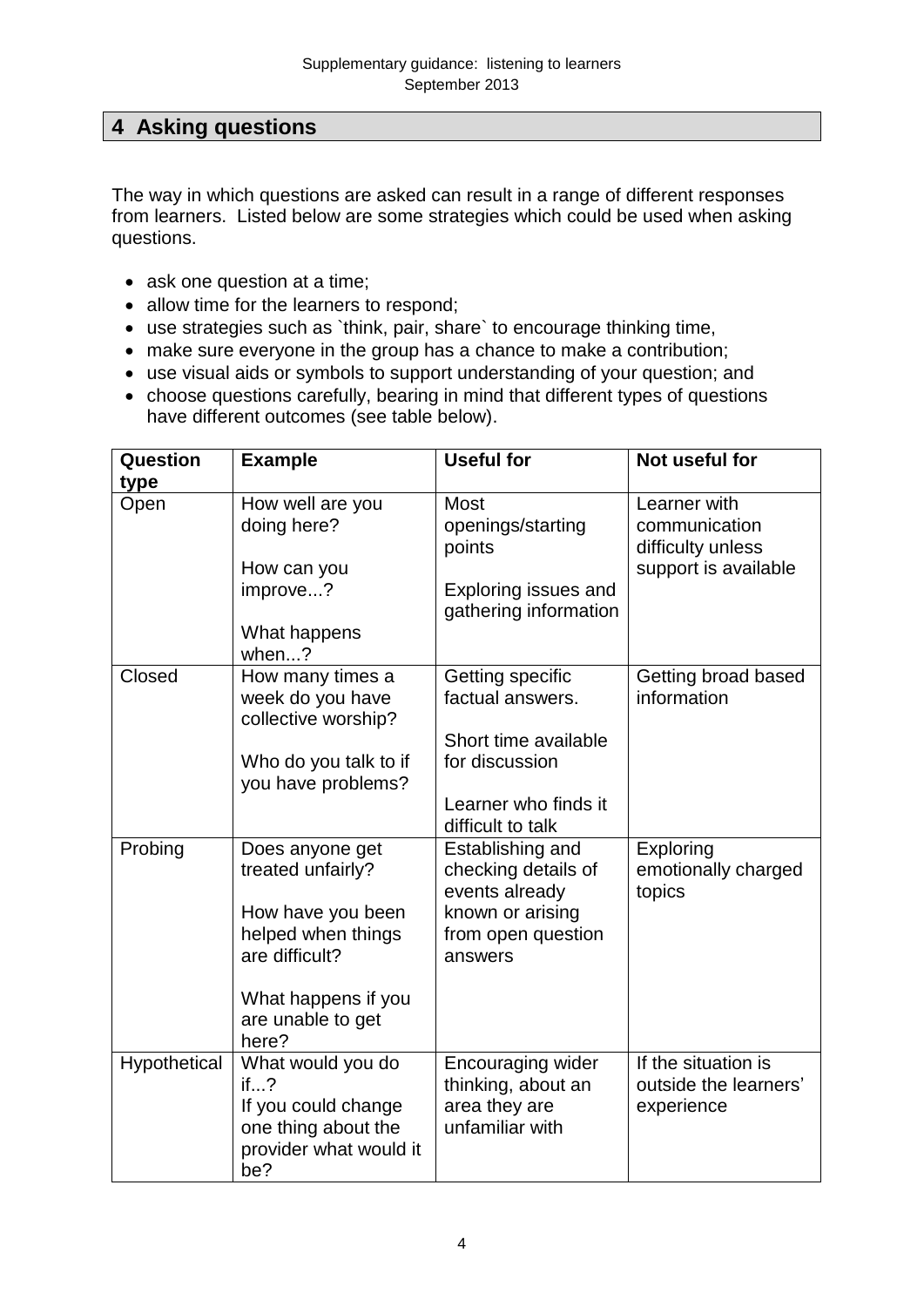## 4 Asking questions

The way in which questions are asked can result in a range of different responses from learners. Listed below are some strategies which could be used when asking questions.

- ask one question at a time;
- allow time for the learners to respond;
- use strategies such as `think, pair, share` to encourage thinking time,
- make sure everyone in the group has a chance to make a contribution;
- use visual aids or symbols to support understanding of your question; and
- choose questions carefully, bearing in mind that different types of questions have different outcomes (see table below).

| Question type | Example | Useful for | Not useful for |
|---|---|---|---|
| Open | How well are you doing here?<br><br>How can you improve...?<br><br>What happens when...? | Most openings/starting points<br><br>Exploring issues and gathering information | Learner with communication difficulty unless support is available |
| Closed | How many times a week do you have collective worship?<br><br>Who do you talk to if you have problems? | Getting specific factual answers.<br><br>Short time available for discussion<br><br>Learner who finds it difficult to talk | Getting broad based information |
| Probing | Does anyone get treated unfairly?<br><br>How have you been helped when things are difficult?<br><br>What happens if you are unable to get here? | Establishing and checking details of events already known or arising from open question answers | Exploring emotionally charged topics |
| Hypothetical | What would you do if...?<br>If you could change one thing about the provider what would it be? | Encouraging wider thinking, about an area they are unfamiliar with | If the situation is outside the learners' experience |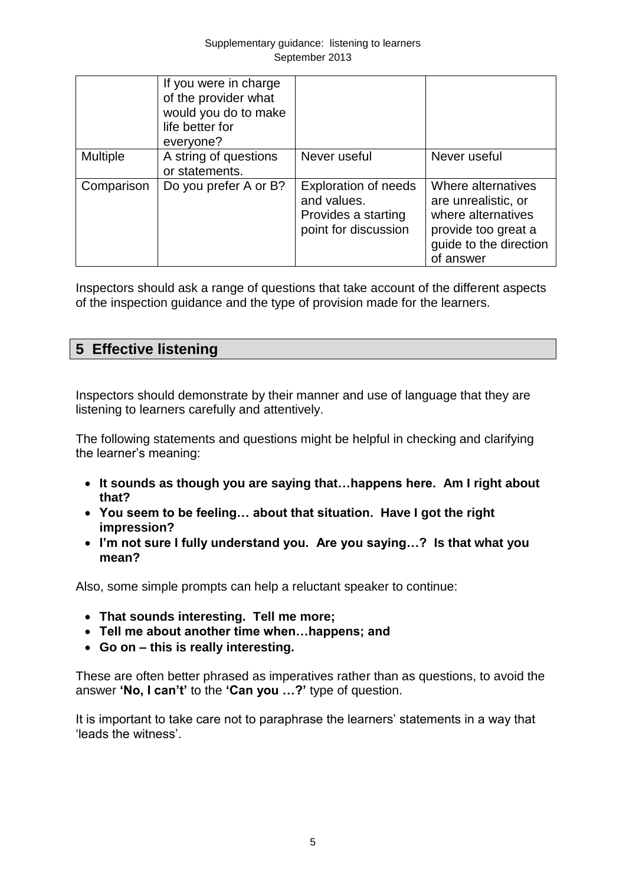|  | If you were in charge of the provider what would you do to make life better for everyone? |  |  |
|---|---|---|---|
| Multiple | A string of questions or statements. | Never useful | Never useful |
| Comparison | Do you prefer A or B? | Exploration of needs and values. Provides a starting point for discussion | Where alternatives are unrealistic, or where alternatives provide too great a guide to the direction of answer |

Inspectors should ask a range of questions that take account of the different aspects of the inspection guidance and the type of provision made for the learners.

## 5 Effective listening

Inspectors should demonstrate by their manner and use of language that they are listening to learners carefully and attentively.

The following statements and questions might be helpful in checking and clarifying the learner's meaning:

- **It sounds as though you are saying that…happens here. Am I right about that?**
- **You seem to be feeling… about that situation. Have I got the right impression?**
- **I'm not sure I fully understand you. Are you saying…? Is that what you mean?**

Also, some simple prompts can help a reluctant speaker to continue:

- **That sounds interesting. Tell me more;**
- **Tell me about another time when…happens; and**
- **Go on – this is really interesting.**

These are often better phrased as imperatives rather than as questions, to avoid the answer **'No, I can't'** to the **'Can you …?'** type of question.

It is important to take care not to paraphrase the learners' statements in a way that 'leads the witness'.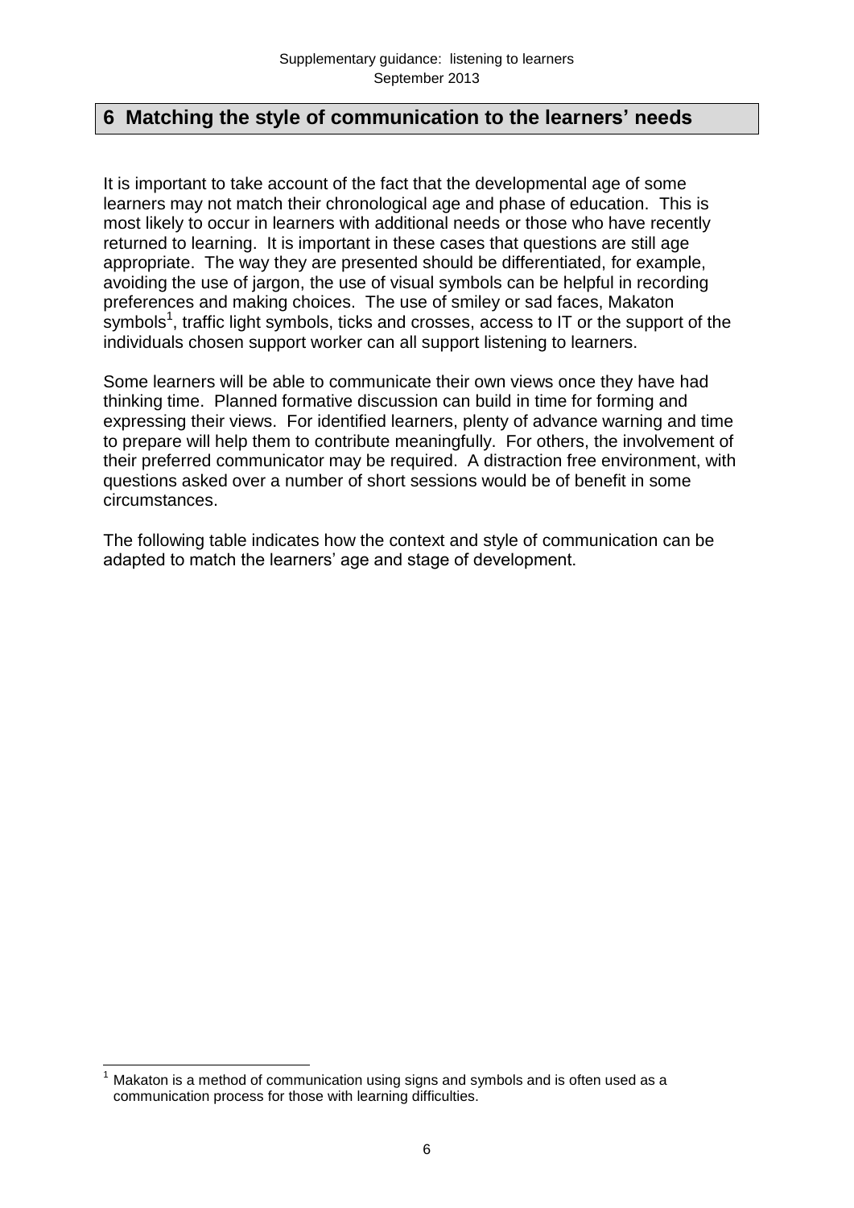## 6 Matching the style of communication to the learners' needs

It is important to take account of the fact that the developmental age of some learners may not match their chronological age and phase of education. This is most likely to occur in learners with additional needs or those who have recently returned to learning. It is important in these cases that questions are still age appropriate. The way they are presented should be differentiated, for example, avoiding the use of jargon, the use of visual symbols can be helpful in recording preferences and making choices. The use of smiley or sad faces, Makaton symbols[1], traffic light symbols, ticks and crosses, access to IT or the support of the individuals chosen support worker can all support listening to learners.

Some learners will be able to communicate their own views once they have had thinking time. Planned formative discussion can build in time for forming and expressing their views. For identified learners, plenty of advance warning and time to prepare will help them to contribute meaningfully. For others, the involvement of their preferred communicator may be required. A distraction free environment, with questions asked over a number of short sessions would be of benefit in some circumstances.

The following table indicates how the context and style of communication can be adapted to match the learners' age and stage of development.

---

[1] Makaton is a method of communication using signs and symbols and is often used as a communication process for those with learning difficulties.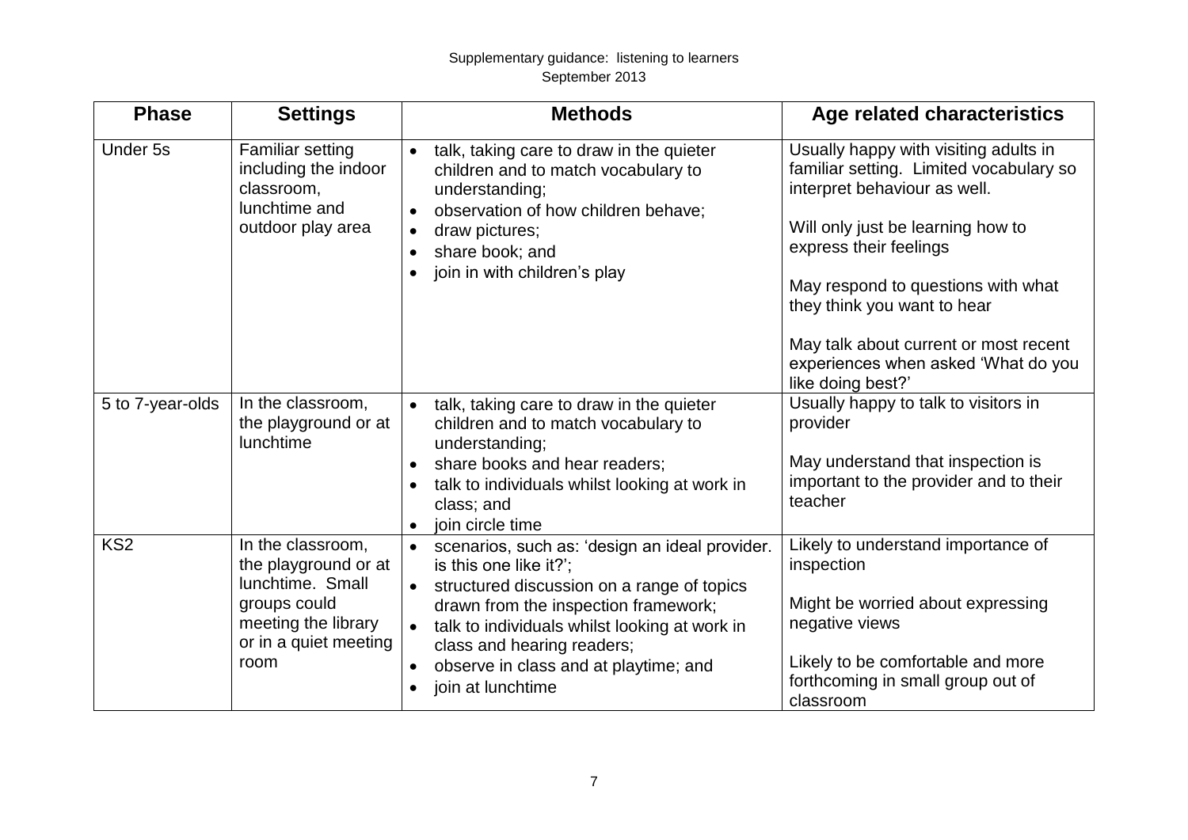| Phase | Settings | Methods | Age related characteristics |
|---|---|---|---|
| Under 5s | Familiar setting including the indoor classroom, lunchtime and outdoor play area | • talk, taking care to draw in the quieter children and to match vocabulary to understanding;<br>• observation of how children behave;<br>• draw pictures;<br>• share book; and<br>• join in with children's play | Usually happy with visiting adults in familiar setting. Limited vocabulary so interpret behaviour as well.<br><br>Will only just be learning how to express their feelings<br><br>May respond to questions with what they think you want to hear<br><br>May talk about current or most recent experiences when asked 'What do you like doing best?' |
| 5 to 7-year-olds | In the classroom, the playground or at lunchtime | • talk, taking care to draw in the quieter children and to match vocabulary to understanding;<br>• share books and hear readers;<br>• talk to individuals whilst looking at work in class; and<br>• join circle time | Usually happy to talk to visitors in provider<br><br>May understand that inspection is important to the provider and to their teacher |
| KS2 | In the classroom, the playground or at lunchtime. Small groups could meeting the library or in a quiet meeting room | • scenarios, such as: 'design an ideal provider. is this one like it?';<br>• structured discussion on a range of topics drawn from the inspection framework;<br>• talk to individuals whilst looking at work in class and hearing readers;<br>• observe in class and at playtime; and<br>• join at lunchtime | Likely to understand importance of inspection<br><br>Might be worried about expressing negative views<br><br>Likely to be comfortable and more forthcoming in small group out of classroom |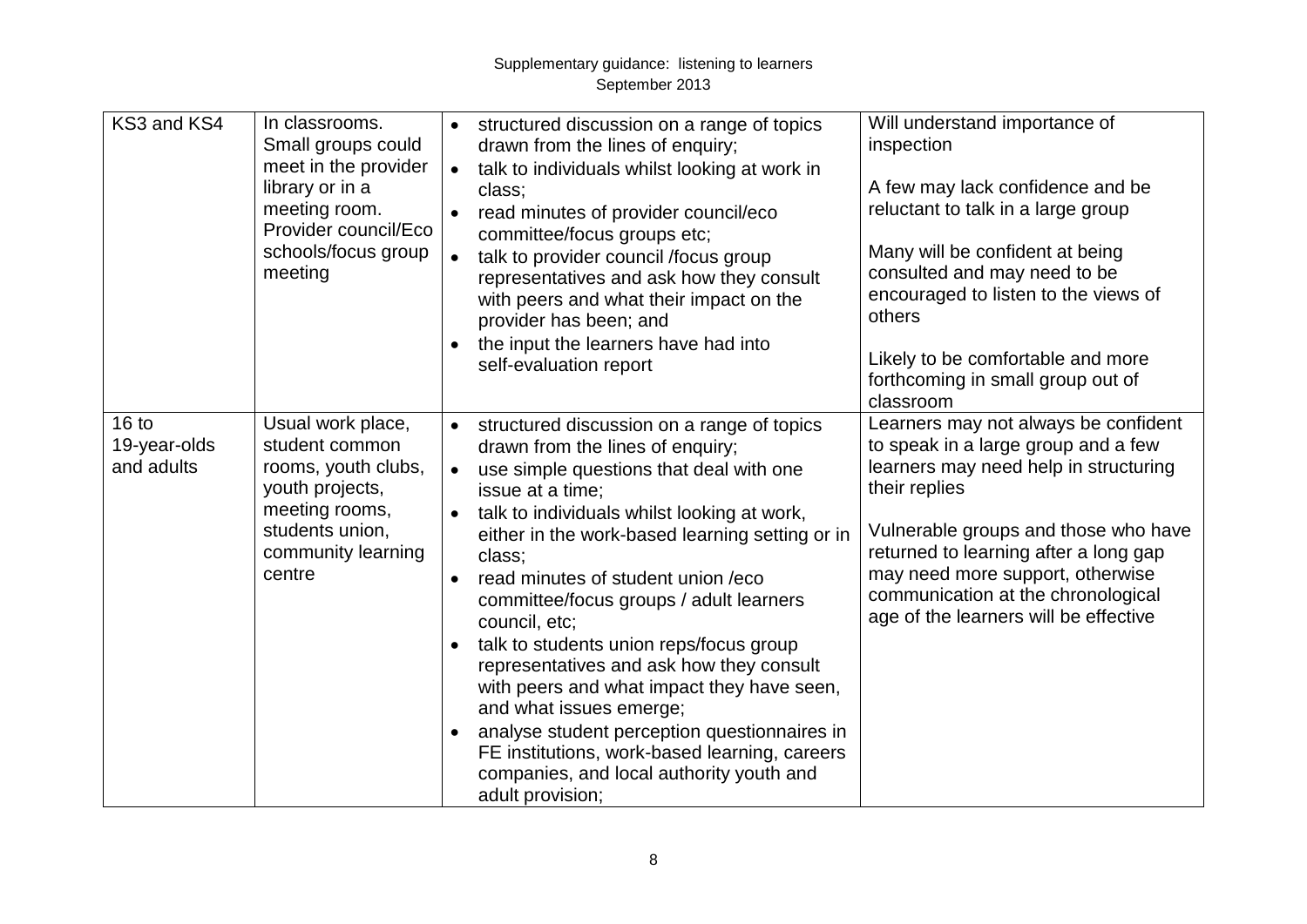| KS3 and KS4 | In classrooms. Small groups could meet in the provider library or in a meeting room. Provider council/Eco schools/focus group meeting | • structured discussion on a range of topics drawn from the lines of enquiry;<br>• talk to individuals whilst looking at work in class;<br>• read minutes of provider council/eco committee/focus groups etc;<br>• talk to provider council /focus group representatives and ask how they consult with peers and what their impact on the provider has been; and<br>• the input the learners have had into self-evaluation report | Will understand importance of inspection<br><br>A few may lack confidence and be reluctant to talk in a large group<br><br>Many will be confident at being consulted and may need to be encouraged to listen to the views of others<br><br>Likely to be comfortable and more forthcoming in small group out of classroom |
|---|---|---|---|
| 16 to 19-year-olds and adults | Usual work place, student common rooms, youth clubs, youth projects, meeting rooms, students union, community learning centre | • structured discussion on a range of topics drawn from the lines of enquiry;<br>• use simple questions that deal with one issue at a time;<br>• talk to individuals whilst looking at work, either in the work-based learning setting or in class;<br>• read minutes of student union /eco committee/focus groups / adult learners council, etc;<br>• talk to students union reps/focus group representatives and ask how they consult with peers and what impact they have seen, and what issues emerge;<br>• analyse student perception questionnaires in FE institutions, work-based learning, careers companies, and local authority youth and adult provision; | Learners may not always be confident to speak in a large group and a few learners may need help in structuring their replies<br><br>Vulnerable groups and those who have returned to learning after a long gap may need more support, otherwise communication at the chronological age of the learners will be effective |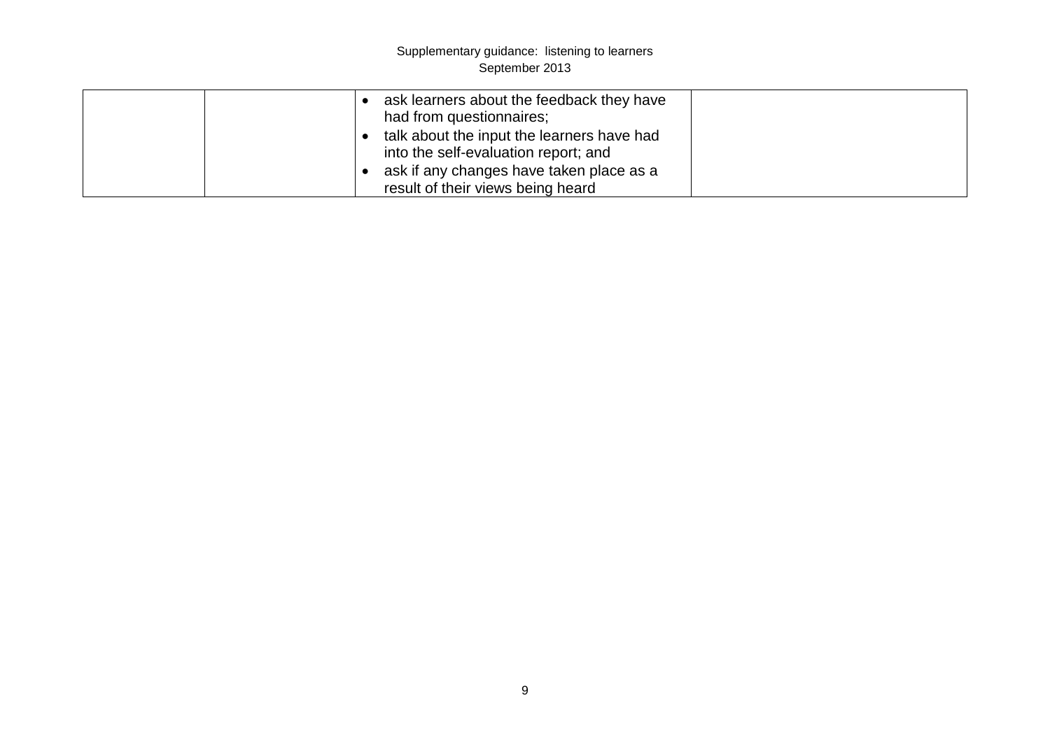| | | | |
|---|---|---|---|
| | | • ask learners about the feedback they have had from questionnaires;<br>• talk about the input the learners have had into the self-evaluation report; and<br>• ask if any changes have taken place as a result of their views being heard | |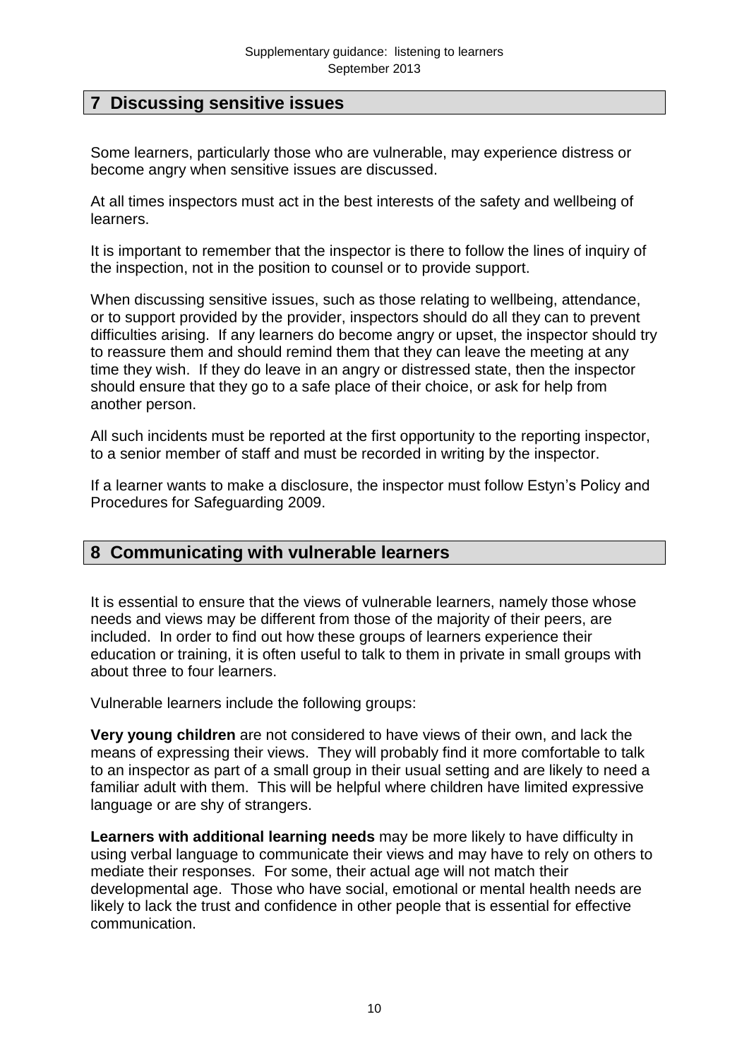## 7 Discussing sensitive issues

Some learners, particularly those who are vulnerable, may experience distress or become angry when sensitive issues are discussed.

At all times inspectors must act in the best interests of the safety and wellbeing of learners.

It is important to remember that the inspector is there to follow the lines of inquiry of the inspection, not in the position to counsel or to provide support.

When discussing sensitive issues, such as those relating to wellbeing, attendance, or to support provided by the provider, inspectors should do all they can to prevent difficulties arising. If any learners do become angry or upset, the inspector should try to reassure them and should remind them that they can leave the meeting at any time they wish. If they do leave in an angry or distressed state, then the inspector should ensure that they go to a safe place of their choice, or ask for help from another person.

All such incidents must be reported at the first opportunity to the reporting inspector, to a senior member of staff and must be recorded in writing by the inspector.

If a learner wants to make a disclosure, the inspector must follow Estyn's Policy and Procedures for Safeguarding 2009.

## 8 Communicating with vulnerable learners

It is essential to ensure that the views of vulnerable learners, namely those whose needs and views may be different from those of the majority of their peers, are included. In order to find out how these groups of learners experience their education or training, it is often useful to talk to them in private in small groups with about three to four learners.

Vulnerable learners include the following groups:

**Very young children** are not considered to have views of their own, and lack the means of expressing their views. They will probably find it more comfortable to talk to an inspector as part of a small group in their usual setting and are likely to need a familiar adult with them. This will be helpful where children have limited expressive language or are shy of strangers.

**Learners with additional learning needs** may be more likely to have difficulty in using verbal language to communicate their views and may have to rely on others to mediate their responses. For some, their actual age will not match their developmental age. Those who have social, emotional or mental health needs are likely to lack the trust and confidence in other people that is essential for effective communication.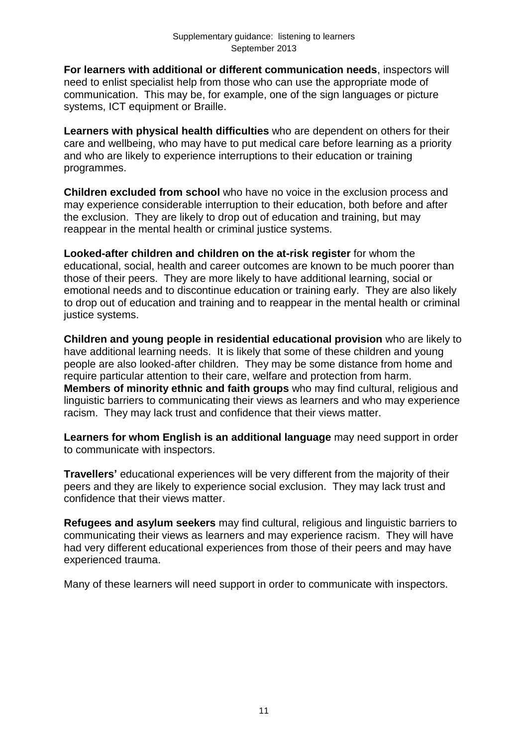**For learners with additional or different communication needs**, inspectors will need to enlist specialist help from those who can use the appropriate mode of communication. This may be, for example, one of the sign languages or picture systems, ICT equipment or Braille.

**Learners with physical health difficulties** who are dependent on others for their care and wellbeing, who may have to put medical care before learning as a priority and who are likely to experience interruptions to their education or training programmes.

**Children excluded from school** who have no voice in the exclusion process and may experience considerable interruption to their education, both before and after the exclusion. They are likely to drop out of education and training, but may reappear in the mental health or criminal justice systems.

**Looked-after children and children on the at-risk register** for whom the educational, social, health and career outcomes are known to be much poorer than those of their peers. They are more likely to have additional learning, social or emotional needs and to discontinue education or training early. They are also likely to drop out of education and training and to reappear in the mental health or criminal justice systems.

**Children and young people in residential educational provision** who are likely to have additional learning needs. It is likely that some of these children and young people are also looked-after children. They may be some distance from home and require particular attention to their care, welfare and protection from harm.

**Members of minority ethnic and faith groups** who may find cultural, religious and linguistic barriers to communicating their views as learners and who may experience racism. They may lack trust and confidence that their views matter.

**Learners for whom English is an additional language** may need support in order to communicate with inspectors.

**Travellers'** educational experiences will be very different from the majority of their peers and they are likely to experience social exclusion. They may lack trust and confidence that their views matter.

**Refugees and asylum seekers** may find cultural, religious and linguistic barriers to communicating their views as learners and may experience racism. They will have had very different educational experiences from those of their peers and may have experienced trauma.

Many of these learners will need support in order to communicate with inspectors.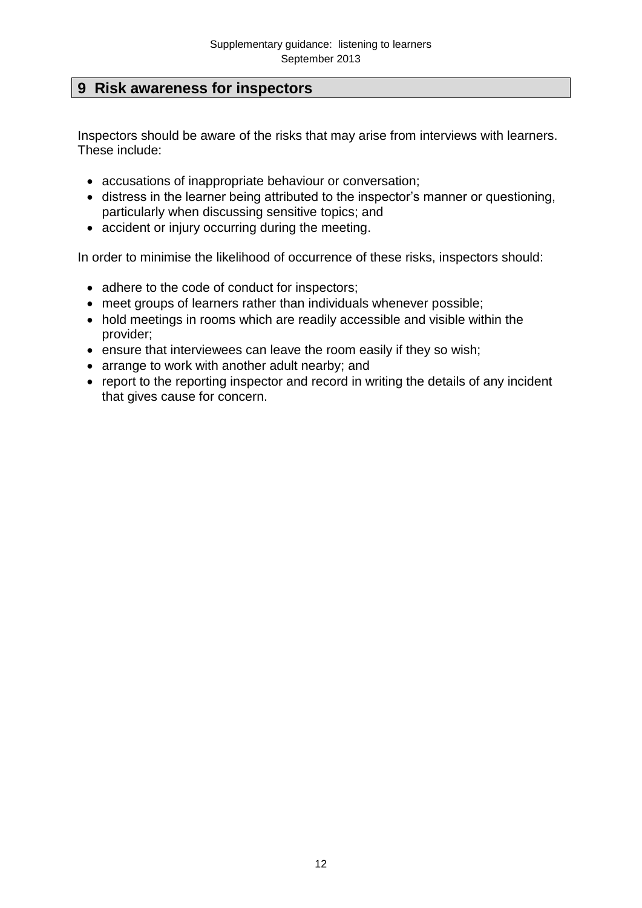## 9 Risk awareness for inspectors

Inspectors should be aware of the risks that may arise from interviews with learners. These include:

- accusations of inappropriate behaviour or conversation;
- distress in the learner being attributed to the inspector's manner or questioning, particularly when discussing sensitive topics; and
- accident or injury occurring during the meeting.

In order to minimise the likelihood of occurrence of these risks, inspectors should:

- adhere to the code of conduct for inspectors;
- meet groups of learners rather than individuals whenever possible;
- hold meetings in rooms which are readily accessible and visible within the provider;
- ensure that interviewees can leave the room easily if they so wish;
- arrange to work with another adult nearby; and
- report to the reporting inspector and record in writing the details of any incident that gives cause for concern.